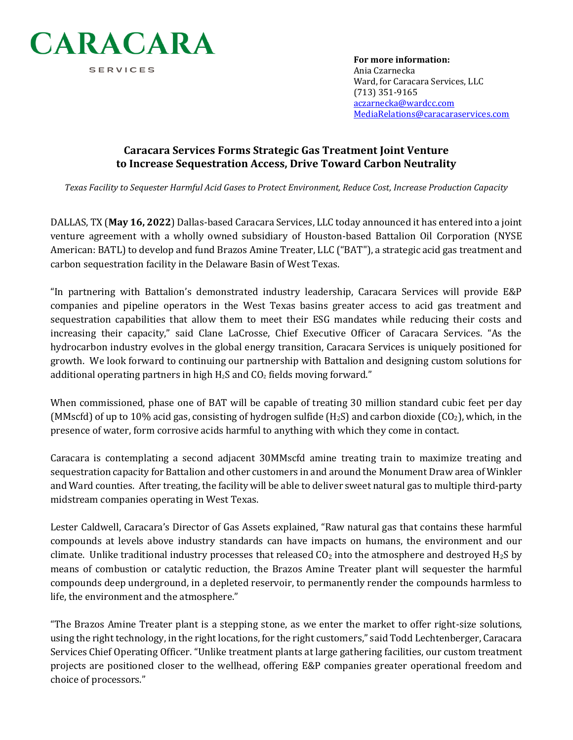# CARACARA

SERVICES

**For more information:**
Ania Czarnecka
Ward, for Caracara Services, LLC
(713) 351-9165
aczarnecka@wardcc.com
MediaRelations@caracaraservices.com

## Caracara Services Forms Strategic Gas Treatment Joint Venture to Increase Sequestration Access, Drive Toward Carbon Neutrality

*Texas Facility to Sequester Harmful Acid Gases to Protect Environment, Reduce Cost, Increase Production Capacity*

DALLAS, TX (**May 16, 2022**) Dallas-based Caracara Services, LLC today announced it has entered into a joint venture agreement with a wholly owned subsidiary of Houston-based Battalion Oil Corporation (NYSE American: BATL) to develop and fund Brazos Amine Treater, LLC ("BAT"), a strategic acid gas treatment and carbon sequestration facility in the Delaware Basin of West Texas.

"In partnering with Battalion's demonstrated industry leadership, Caracara Services will provide E&P companies and pipeline operators in the West Texas basins greater access to acid gas treatment and sequestration capabilities that allow them to meet their ESG mandates while reducing their costs and increasing their capacity," said Clane LaCrosse, Chief Executive Officer of Caracara Services. "As the hydrocarbon industry evolves in the global energy transition, Caracara Services is uniquely positioned for growth. We look forward to continuing our partnership with Battalion and designing custom solutions for additional operating partners in high $H_2S$ and $CO_2$ fields moving forward."

When commissioned, phase one of BAT will be capable of treating 30 million standard cubic feet per day (MMscfd) of up to 10% acid gas, consisting of hydrogen sulfide ($H_2S$) and carbon dioxide ($CO_2$), which, in the presence of water, form corrosive acids harmful to anything with which they come in contact.

Caracara is contemplating a second adjacent 30MMscfd amine treating train to maximize treating and sequestration capacity for Battalion and other customers in and around the Monument Draw area of Winkler and Ward counties. After treating, the facility will be able to deliver sweet natural gas to multiple third-party midstream companies operating in West Texas.

Lester Caldwell, Caracara's Director of Gas Assets explained, "Raw natural gas that contains these harmful compounds at levels above industry standards can have impacts on humans, the environment and our climate. Unlike traditional industry processes that released $CO_2$ into the atmosphere and destroyed $H_2S$ by means of combustion or catalytic reduction, the Brazos Amine Treater plant will sequester the harmful compounds deep underground, in a depleted reservoir, to permanently render the compounds harmless to life, the environment and the atmosphere."

"The Brazos Amine Treater plant is a stepping stone, as we enter the market to offer right-size solutions, using the right technology, in the right locations, for the right customers," said Todd Lechtenberger, Caracara Services Chief Operating Officer. "Unlike treatment plants at large gathering facilities, our custom treatment projects are positioned closer to the wellhead, offering E&P companies greater operational freedom and choice of processors."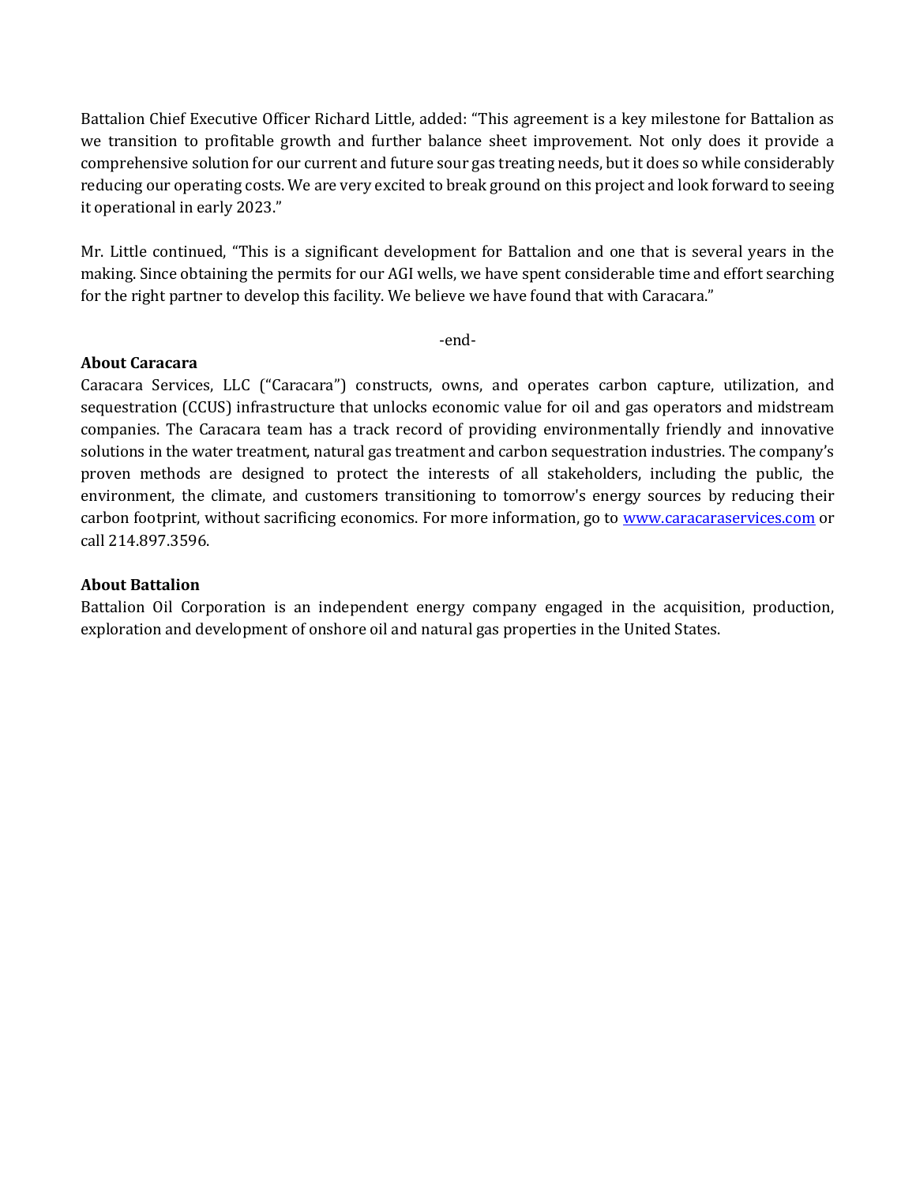Battalion Chief Executive Officer Richard Little, added: "This agreement is a key milestone for Battalion as we transition to profitable growth and further balance sheet improvement. Not only does it provide a comprehensive solution for our current and future sour gas treating needs, but it does so while considerably reducing our operating costs. We are very excited to break ground on this project and look forward to seeing it operational in early 2023."

Mr. Little continued, "This is a significant development for Battalion and one that is several years in the making. Since obtaining the permits for our AGI wells, we have spent considerable time and effort searching for the right partner to develop this facility. We believe we have found that with Caracara."

-end-

**About Caracara**

Caracara Services, LLC ("Caracara") constructs, owns, and operates carbon capture, utilization, and sequestration (CCUS) infrastructure that unlocks economic value for oil and gas operators and midstream companies. The Caracara team has a track record of providing environmentally friendly and innovative solutions in the water treatment, natural gas treatment and carbon sequestration industries. The company's proven methods are designed to protect the interests of all stakeholders, including the public, the environment, the climate, and customers transitioning to tomorrow's energy sources by reducing their carbon footprint, without sacrificing economics. For more information, go to [www.caracaraservices.com](http://www.caracaraservices.com) or call 214.897.3596.

**About Battalion**

Battalion Oil Corporation is an independent energy company engaged in the acquisition, production, exploration and development of onshore oil and natural gas properties in the United States.